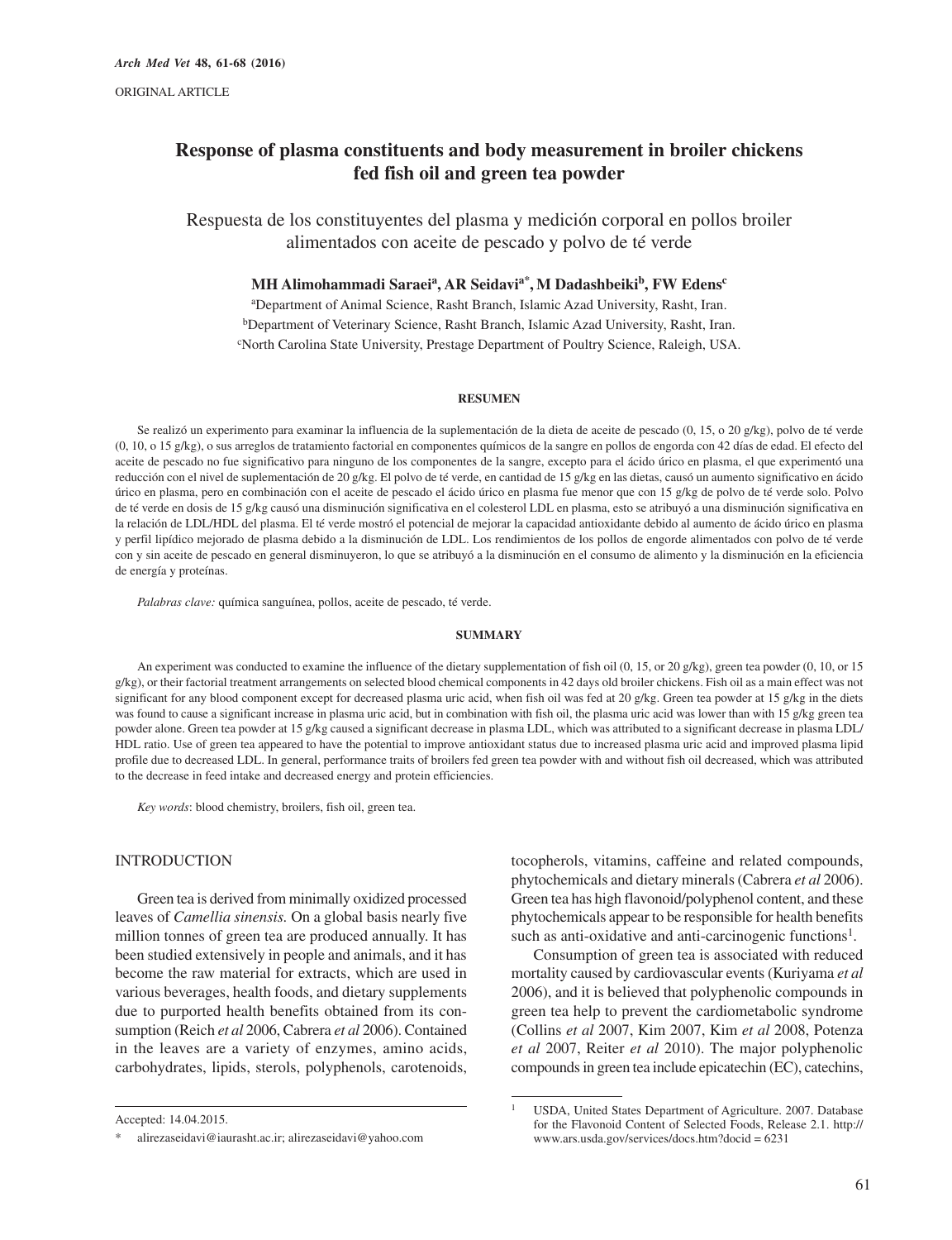ORIGINAL ARTICLE

# Response of plasma constituents and body measurement in broiler chickens fed fish oil and green tea powder

## Respuesta de los constituyentes del plasma y medición corporal en pollos broiler alimentados con aceite de pescado y polvo de té verde

**MH Alimohammadi Saraei[a], AR Seidavi[a*], M Dadashbeiki[b], FW Edens[c]**

[a]Department of Animal Science, Rasht Branch, Islamic Azad University, Rasht, Iran.
[b]Department of Veterinary Science, Rasht Branch, Islamic Azad University, Rasht, Iran.
[c]North Carolina State University, Prestage Department of Poultry Science, Raleigh, USA.

### RESUMEN

Se realizó un experimento para examinar la influencia de la suplementación de la dieta de aceite de pescado (0, 15, o 20 g/kg), polvo de té verde (0, 10, o 15 g/kg), o sus arreglos de tratamiento factorial en componentes químicos de la sangre en pollos de engorda con 42 días de edad. El efecto del aceite de pescado no fue significativo para ninguno de los componentes de la sangre, excepto para el ácido úrico en plasma, el que experimentó una reducción con el nivel de suplementación de 20 g/kg. El polvo de té verde, en cantidad de 15 g/kg en las dietas, causó un aumento significativo en ácido úrico en plasma, pero en combinación con el aceite de pescado el ácido úrico en plasma fue menor que con 15 g/kg de polvo de té verde solo. Polvo de té verde en dosis de 15 g/kg causó una disminución significativa en el colesterol LDL en plasma, esto se atribuyó a una disminución significativa en la relación de LDL/HDL del plasma. El té verde mostró el potencial de mejorar la capacidad antioxidante debido al aumento de ácido úrico en plasma y perfil lipídico mejorado de plasma debido a la disminución de LDL. Los rendimientos de los pollos de engorde alimentados con polvo de té verde con y sin aceite de pescado en general disminuyeron, lo que se atribuyó a la disminución en el consumo de alimento y la disminución en la eficiencia de energía y proteínas.

*Palabras clave:* química sanguínea, pollos, aceite de pescado, té verde.

### SUMMARY

An experiment was conducted to examine the influence of the dietary supplementation of fish oil (0, 15, or 20 g/kg), green tea powder (0, 10, or 15 g/kg), or their factorial treatment arrangements on selected blood chemical components in 42 days old broiler chickens. Fish oil as a main effect was not significant for any blood component except for decreased plasma uric acid, when fish oil was fed at 20 g/kg. Green tea powder at 15 g/kg in the diets was found to cause a significant increase in plasma uric acid, but in combination with fish oil, the plasma uric acid was lower than with 15 g/kg green tea powder alone. Green tea powder at 15 g/kg caused a significant decrease in plasma LDL, which was attributed to a significant decrease in plasma LDL/HDL ratio. Use of green tea appeared to have the potential to improve antioxidant status due to increased plasma uric acid and improved plasma lipid profile due to decreased LDL. In general, performance traits of broilers fed green tea powder with and without fish oil decreased, which was attributed to the decrease in feed intake and decreased energy and protein efficiencies.

*Key words*: blood chemistry, broilers, fish oil, green tea.

## INTRODUCTION

Green tea is derived from minimally oxidized processed leaves of *Camellia sinensis.* On a global basis nearly five million tonnes of green tea are produced annually. It has been studied extensively in people and animals, and it has become the raw material for extracts, which are used in various beverages, health foods, and dietary supplements due to purported health benefits obtained from its consumption (Reich *et al* 2006, Cabrera *et al* 2006). Contained in the leaves are a variety of enzymes, amino acids, carbohydrates, lipids, sterols, polyphenols, carotenoids, tocopherols, vitamins, caffeine and related compounds, phytochemicals and dietary minerals (Cabrera *et al* 2006). Green tea has high flavonoid/polyphenol content, and these phytochemicals appear to be responsible for health benefits such as anti-oxidative and anti-carcinogenic functions[1].

Consumption of green tea is associated with reduced mortality caused by cardiovascular events (Kuriyama *et al* 2006), and it is believed that polyphenolic compounds in green tea help to prevent the cardiometabolic syndrome (Collins *et al* 2007, Kim 2007, Kim *et al* 2008, Potenza *et al* 2007, Reiter *et al* 2010). The major polyphenolic compounds in green tea include epicatechin (EC), catechins,

Accepted: 14.04.2015.

\* alirezaseidavi@iaurasht.ac.ir; alirezaseidavi@yahoo.com

[1] USDA, United States Department of Agriculture. 2007. Database for the Flavonoid Content of Selected Foods, Release 2.1. http://www.ars.usda.gov/services/docs.htm?docid = 6231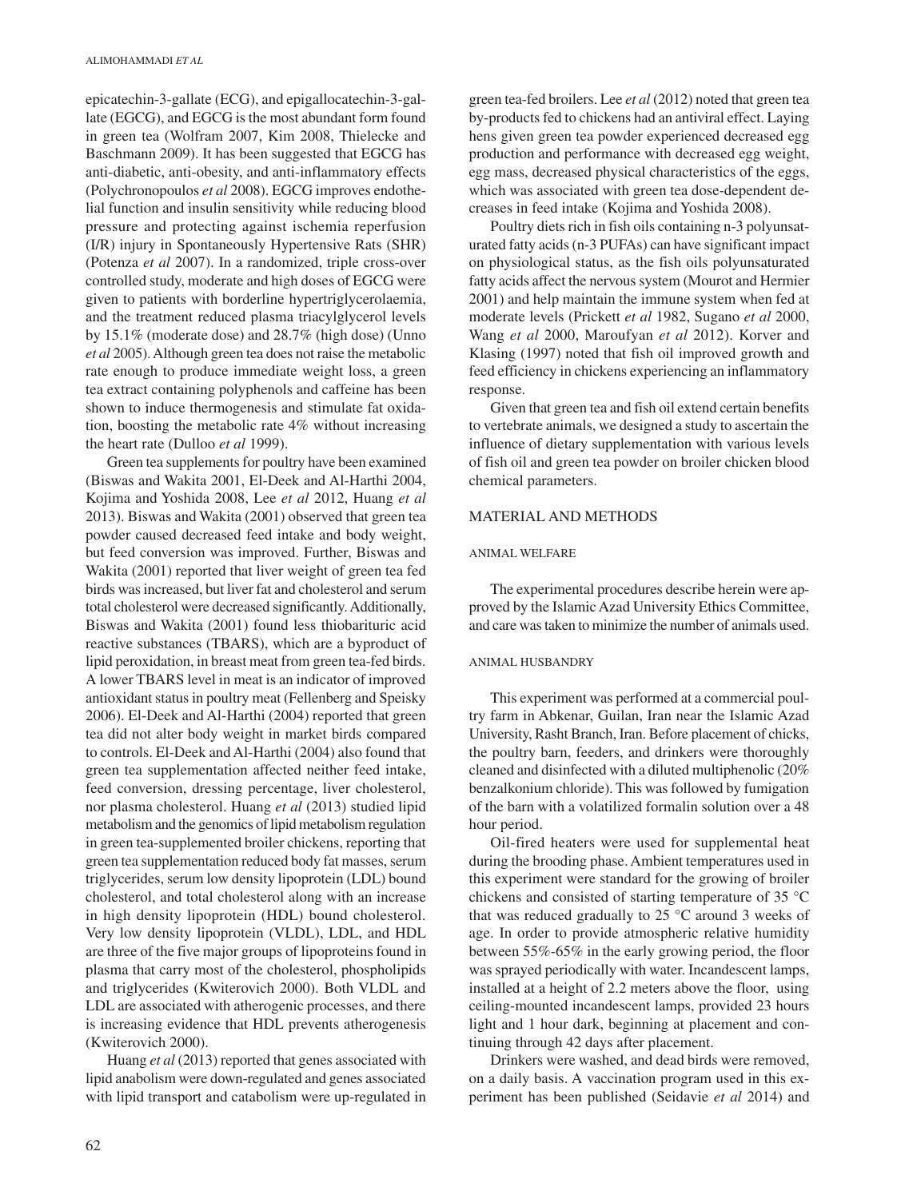epicatechin-3-gallate (ECG), and epigallocatechin-3-gallate (EGCG), and EGCG is the most abundant form found in green tea (Wolfram 2007, Kim 2008, Thielecke and Baschmann 2009). It has been suggested that EGCG has anti-diabetic, anti-obesity, and anti-inflammatory effects (Polychronopoulos *et al* 2008). EGCG improves endothelial function and insulin sensitivity while reducing blood pressure and protecting against ischemia reperfusion (I/R) injury in Spontaneously Hypertensive Rats (SHR) (Potenza *et al* 2007). In a randomized, triple cross-over controlled study, moderate and high doses of EGCG were given to patients with borderline hypertriglycerolaemia, and the treatment reduced plasma triacylglycerol levels by 15.1% (moderate dose) and 28.7% (high dose) (Unno *et al* 2005). Although green tea does not raise the metabolic rate enough to produce immediate weight loss, a green tea extract containing polyphenols and caffeine has been shown to induce thermogenesis and stimulate fat oxidation, boosting the metabolic rate 4% without increasing the heart rate (Dulloo *et al* 1999).

Green tea supplements for poultry have been examined (Biswas and Wakita 2001, El-Deek and Al-Harthi 2004, Kojima and Yoshida 2008, Lee *et al* 2012, Huang *et al* 2013). Biswas and Wakita (2001) observed that green tea powder caused decreased feed intake and body weight, but feed conversion was improved. Further, Biswas and Wakita (2001) reported that liver weight of green tea fed birds was increased, but liver fat and cholesterol and serum total cholesterol were decreased significantly. Additionally, Biswas and Wakita (2001) found less thiobarituric acid reactive substances (TBARS), which are a byproduct of lipid peroxidation, in breast meat from green tea-fed birds. A lower TBARS level in meat is an indicator of improved antioxidant status in poultry meat (Fellenberg and Speisky 2006). El-Deek and Al-Harthi (2004) reported that green tea did not alter body weight in market birds compared to controls. El-Deek and Al-Harthi (2004) also found that green tea supplementation affected neither feed intake, feed conversion, dressing percentage, liver cholesterol, nor plasma cholesterol. Huang *et al* (2013) studied lipid metabolism and the genomics of lipid metabolism regulation in green tea-supplemented broiler chickens, reporting that green tea supplementation reduced body fat masses, serum triglycerides, serum low density lipoprotein (LDL) bound cholesterol, and total cholesterol along with an increase in high density lipoprotein (HDL) bound cholesterol. Very low density lipoprotein (VLDL), LDL, and HDL are three of the five major groups of lipoproteins found in plasma that carry most of the cholesterol, phospholipids and triglycerides (Kwiterovich 2000). Both VLDL and LDL are associated with atherogenic processes, and there is increasing evidence that HDL prevents atherogenesis (Kwiterovich 2000).

Huang *et al* (2013) reported that genes associated with lipid anabolism were down-regulated and genes associated with lipid transport and catabolism were up-regulated in green tea-fed broilers. Lee *et al* (2012) noted that green tea by-products fed to chickens had an antiviral effect. Laying hens given green tea powder experienced decreased egg production and performance with decreased egg weight, egg mass, decreased physical characteristics of the eggs, which was associated with green tea dose-dependent decreases in feed intake (Kojima and Yoshida 2008).

Poultry diets rich in fish oils containing n-3 polyunsaturated fatty acids (n-3 PUFAs) can have significant impact on physiological status, as the fish oils polyunsaturated fatty acids affect the nervous system (Mourot and Hermier 2001) and help maintain the immune system when fed at moderate levels (Prickett *et al* 1982, Sugano *et al* 2000, Wang *et al* 2000, Maroufyan *et al* 2012). Korver and Klasing (1997) noted that fish oil improved growth and feed efficiency in chickens experiencing an inflammatory response.

Given that green tea and fish oil extend certain benefits to vertebrate animals, we designed a study to ascertain the influence of dietary supplementation with various levels of fish oil and green tea powder on broiler chicken blood chemical parameters.

## MATERIAL AND METHODS

### ANIMAL WELFARE

The experimental procedures describe herein were approved by the Islamic Azad University Ethics Committee, and care was taken to minimize the number of animals used.

### ANIMAL HUSBANDRY

This experiment was performed at a commercial poultry farm in Abkenar, Guilan, Iran near the Islamic Azad University, Rasht Branch, Iran. Before placement of chicks, the poultry barn, feeders, and drinkers were thoroughly cleaned and disinfected with a diluted multiphenolic (20% benzalkonium chloride). This was followed by fumigation of the barn with a volatilized formalin solution over a 48 hour period.

Oil-fired heaters were used for supplemental heat during the brooding phase. Ambient temperatures used in this experiment were standard for the growing of broiler chickens and consisted of starting temperature of 35 °C that was reduced gradually to 25 °C around 3 weeks of age. In order to provide atmospheric relative humidity between 55%-65% in the early growing period, the floor was sprayed periodically with water. Incandescent lamps, installed at a height of 2.2 meters above the floor, using ceiling-mounted incandescent lamps, provided 23 hours light and 1 hour dark, beginning at placement and continuing through 42 days after placement.

Drinkers were washed, and dead birds were removed, on a daily basis. A vaccination program used in this experiment has been published (Seidavie *et al* 2014) and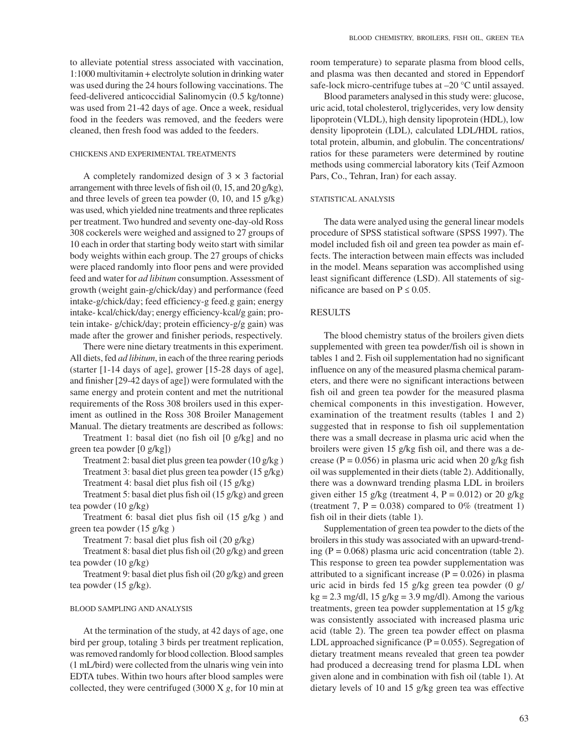to alleviate potential stress associated with vaccination, 1:1000 multivitamin + electrolyte solution in drinking water was used during the 24 hours following vaccinations. The feed-delivered anticoccidial Salinomycin (0.5 kg/tonne) was used from 21-42 days of age. Once a week, residual food in the feeders was removed, and the feeders were cleaned, then fresh food was added to the feeders.

### CHICKENS AND EXPERIMENTAL TREATMENTS

A completely randomized design of $3 \times 3$ factorial arrangement with three levels of fish oil (0, 15, and 20 g/kg), and three levels of green tea powder (0, 10, and 15 g/kg) was used, which yielded nine treatments and three replicates per treatment. Two hundred and seventy one-day-old Ross 308 cockerels were weighed and assigned to 27 groups of 10 each in order that starting body weito start with similar body weights within each group. The 27 groups of chicks were placed randomly into floor pens and were provided feed and water for *ad libitum* consumption. Assessment of growth (weight gain-g/chick/day) and performance (feed intake-g/chick/day; feed efficiency-g feed.g gain; energy intake- kcal/chick/day; energy efficiency-kcal/g gain; protein intake- g/chick/day; protein efficiency-g/g gain) was made after the grower and finisher periods, respectively.

There were nine dietary treatments in this experiment. All diets, fed *ad libitum*, in each of the three rearing periods (starter [1-14 days of age], grower [15-28 days of age], and finisher [29-42 days of age]) were formulated with the same energy and protein content and met the nutritional requirements of the Ross 308 broilers used in this experiment as outlined in the Ross 308 Broiler Management Manual. The dietary treatments are described as follows:

Treatment 1: basal diet (no fish oil [0 g/kg] and no green tea powder [0 g/kg])

Treatment 2: basal diet plus green tea powder (10 g/kg )

Treatment 3: basal diet plus green tea powder (15 g/kg)

Treatment 4: basal diet plus fish oil (15 g/kg)

Treatment 5: basal diet plus fish oil (15 g/kg) and green tea powder (10 g/kg)

Treatment 6: basal diet plus fish oil (15 g/kg ) and green tea powder (15 g/kg )

Treatment 7: basal diet plus fish oil (20 g/kg)

Treatment 8: basal diet plus fish oil (20 g/kg) and green tea powder (10 g/kg)

Treatment 9: basal diet plus fish oil (20 g/kg) and green tea powder (15 g/kg).

### BLOOD SAMPLING AND ANALYSIS

At the termination of the study, at 42 days of age, one bird per group, totaling 3 birds per treatment replication, was removed randomly for blood collection. Blood samples (1 mL/bird) were collected from the ulnaris wing vein into EDTA tubes. Within two hours after blood samples were collected, they were centrifuged (3000 X *g*, for 10 min at room temperature) to separate plasma from blood cells, and plasma was then decanted and stored in Eppendorf safe-lock micro-centrifuge tubes at –20 °C until assayed.

Blood parameters analysed in this study were: glucose, uric acid, total cholesterol, triglycerides, very low density lipoprotein (VLDL), high density lipoprotein (HDL), low density lipoprotein (LDL), calculated LDL/HDL ratios, total protein, albumin, and globulin. The concentrations/ratios for these parameters were determined by routine methods using commercial laboratory kits (Teif Azmoon Pars, Co., Tehran, Iran) for each assay.

### STATISTICAL ANALYSIS

The data were analyed using the general linear models procedure of SPSS statistical software (SPSS 1997). The model included fish oil and green tea powder as main effects. The interaction between main effects was included in the model. Means separation was accomplished using least significant difference (LSD). All statements of significance are based on $P \leq 0.05$.

## RESULTS

The blood chemistry status of the broilers given diets supplemented with green tea powder/fish oil is shown in tables 1 and 2. Fish oil supplementation had no significant influence on any of the measured plasma chemical parameters, and there were no significant interactions between fish oil and green tea powder for the measured plasma chemical components in this investigation. However, examination of the treatment results (tables 1 and 2) suggested that in response to fish oil supplementation there was a small decrease in plasma uric acid when the broilers were given 15 g/kg fish oil, and there was a decrease ($P = 0.056$) in plasma uric acid when 20 g/kg fish oil was supplemented in their diets (table 2). Additionally, there was a downward trending plasma LDL in broilers given either 15 g/kg (treatment 4, $P = 0.012$) or 20 g/kg (treatment 7, $P = 0.038$) compared to 0% (treatment 1) fish oil in their diets (table 1).

Supplementation of green tea powder to the diets of the broilers in this study was associated with an upward-trending ($P = 0.068$) plasma uric acid concentration (table 2). This response to green tea powder supplementation was attributed to a significant increase ($P = 0.026$) in plasma uric acid in birds fed 15 g/kg green tea powder (0 g/kg = 2.3 mg/dl, 15 g/kg = 3.9 mg/dl). Among the various treatments, green tea powder supplementation at 15 g/kg was consistently associated with increased plasma uric acid (table 2). The green tea powder effect on plasma LDL approached significance ($P = 0.055$). Segregation of dietary treatment means revealed that green tea powder had produced a decreasing trend for plasma LDL when given alone and in combination with fish oil (table 1). At dietary levels of 10 and 15 g/kg green tea was effective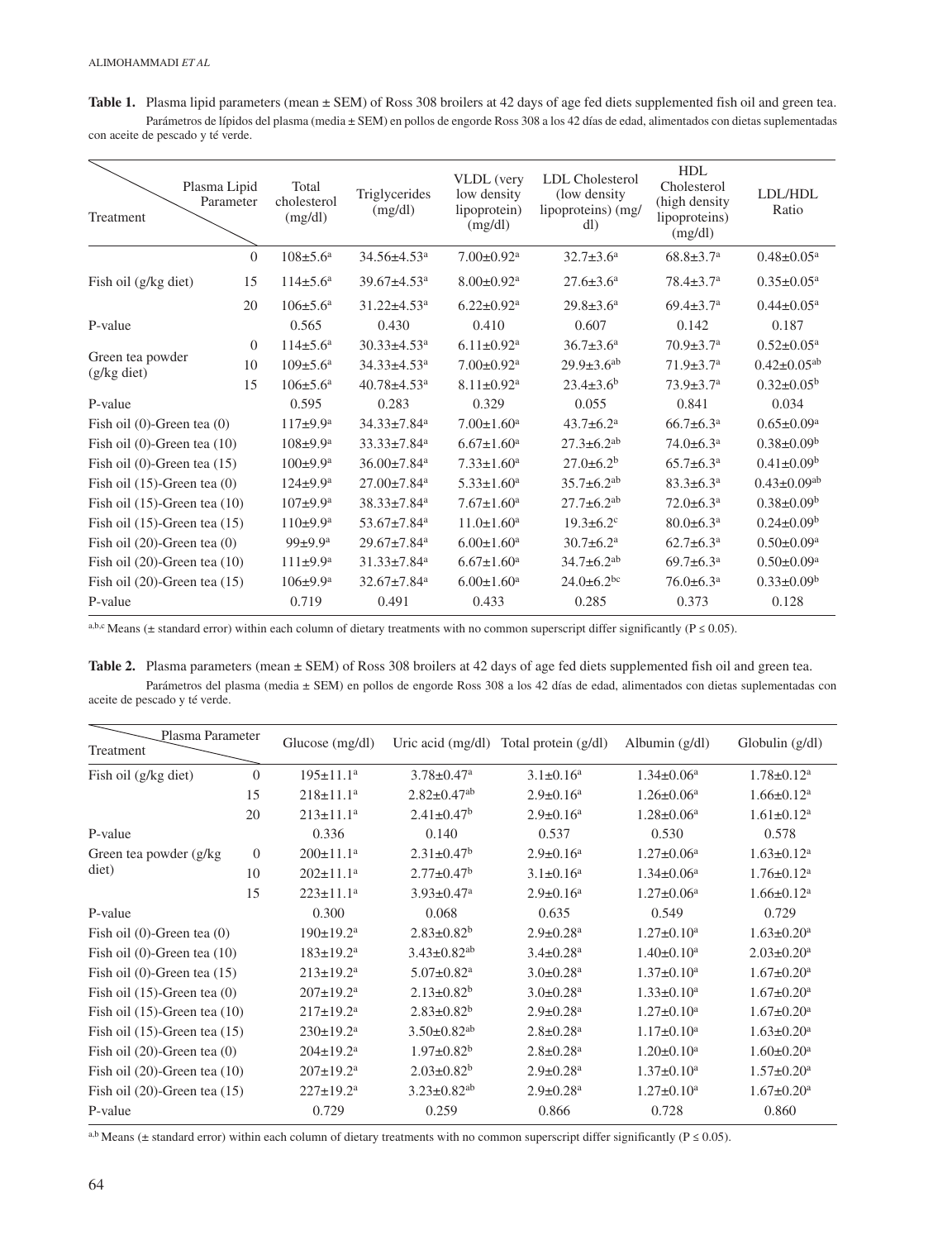**Table 1.** Plasma lipid parameters (mean ± SEM) of Ross 308 broilers at 42 days of age fed diets supplemented fish oil and green tea.

Parámetros de lípidos del plasma (media ± SEM) en pollos de engorde Ross 308 a los 42 días de edad, alimentados con dietas suplementadas con aceite de pescado y té verde.

| Treatment \ Plasma Lipid Parameter | | Total cholesterol (mg/dl) | Triglycerides (mg/dl) | VLDL (very low density lipoprotein) (mg/dl) | LDL Cholesterol (low density lipoproteins) (mg/dl) | HDL Cholesterol (high density lipoproteins) (mg/dl) | LDL/HDL Ratio |
|---|---|---|---|---|---|---|---|
| Fish oil (g/kg diet) | 0 | 108±5.6[a] | 34.56±4.53[a] | 7.00±0.92[a] | 32.7±3.6[a] | 68.8±3.7[a] | 0.48±0.05[a] |
| | 15 | 114±5.6[a] | 39.67±4.53[a] | 8.00±0.92[a] | 27.6±3.6[a] | 78.4±3.7[a] | 0.35±0.05[a] |
| | 20 | 106±5.6[a] | 31.22±4.53[a] | 6.22±0.92[a] | 29.8±3.6[a] | 69.4±3.7[a] | 0.44±0.05[a] |
| P-value | | 0.565 | 0.430 | 0.410 | 0.607 | 0.142 | 0.187 |
| Green tea powder (g/kg diet) | 0 | 114±5.6[a] | 30.33±4.53[a] | 6.11±0.92[a] | 36.7±3.6[a] | 70.9±3.7[a] | 0.52±0.05[a] |
| | 10 | 109±5.6[a] | 34.33±4.53[a] | 7.00±0.92[a] | 29.9±3.6[ab] | 71.9±3.7[a] | 0.42±0.05[ab] |
| | 15 | 106±5.6[a] | 40.78±4.53[a] | 8.11±0.92[a] | 23.4±3.6[b] | 73.9±3.7[a] | 0.32±0.05[b] |
| P-value | | 0.595 | 0.283 | 0.329 | 0.055 | 0.841 | 0.034 |
| Fish oil (0)-Green tea (0) | | 117±9.9[a] | 34.33±7.84[a] | 7.00±1.60[a] | 43.7±6.2[a] | 66.7±6.3[a] | 0.65±0.09[a] |
| Fish oil (0)-Green tea (10) | | 108±9.9[a] | 33.33±7.84[a] | 6.67±1.60[a] | 27.3±6.2[ab] | 74.0±6.3[a] | 0.38±0.09[b] |
| Fish oil (0)-Green tea (15) | | 100±9.9[a] | 36.00±7.84[a] | 7.33±1.60[a] | 27.0±6.2[b] | 65.7±6.3[a] | 0.41±0.09[b] |
| Fish oil (15)-Green tea (0) | | 124±9.9[a] | 27.00±7.84[a] | 5.33±1.60[a] | 35.7±6.2[ab] | 83.3±6.3[a] | 0.43±0.09[ab] |
| Fish oil (15)-Green tea (10) | | 107±9.9[a] | 38.33±7.84[a] | 7.67±1.60[a] | 27.7±6.2[ab] | 72.0±6.3[a] | 0.38±0.09[b] |
| Fish oil (15)-Green tea (15) | | 110±9.9[a] | 53.67±7.84[a] | 11.0±1.60[a] | 19.3±6.2[c] | 80.0±6.3[a] | 0.24±0.09[b] |
| Fish oil (20)-Green tea (0) | | 99±9.9[a] | 29.67±7.84[a] | 6.00±1.60[a] | 30.7±6.2[a] | 62.7±6.3[a] | 0.50±0.09[a] |
| Fish oil (20)-Green tea (10) | | 111±9.9[a] | 31.33±7.84[a] | 6.67±1.60[a] | 34.7±6.2[ab] | 69.7±6.3[a] | 0.50±0.09[a] |
| Fish oil (20)-Green tea (15) | | 106±9.9[a] | 32.67±7.84[a] | 6.00±1.60[a] | 24.0±6.2[bc] | 76.0±6.3[a] | 0.33±0.09[b] |
| P-value | | 0.719 | 0.491 | 0.433 | 0.285 | 0.373 | 0.128 |

[a,b,c] Means (± standard error) within each column of dietary treatments with no common superscript differ significantly (P ≤ 0.05).

**Table 2.** Plasma parameters (mean ± SEM) of Ross 308 broilers at 42 days of age fed diets supplemented fish oil and green tea.

Parámetros del plasma (media ± SEM) en pollos de engorde Ross 308 a los 42 días de edad, alimentados con dietas suplementadas con aceite de pescado y té verde.

| Treatment \ Plasma Parameter | | Glucose (mg/dl) | Uric acid (mg/dl) | Total protein (g/dl) | Albumin (g/dl) | Globulin (g/dl) |
|---|---|---|---|---|---|---|
| Fish oil (g/kg diet) | 0 | 195±11.1[a] | 3.78±0.47[a] | 3.1±0.16[a] | 1.34±0.06[a] | 1.78±0.12[a] |
| | 15 | 218±11.1[a] | 2.82±0.47[ab] | 2.9±0.16[a] | 1.26±0.06[a] | 1.66±0.12[a] |
| | 20 | 213±11.1[a] | 2.41±0.47[b] | 2.9±0.16[a] | 1.28±0.06[a] | 1.61±0.12[a] |
| P-value | | 0.336 | 0.140 | 0.537 | 0.530 | 0.578 |
| Green tea powder (g/kg diet) | 0 | 200±11.1[a] | 2.31±0.47[b] | 2.9±0.16[a] | 1.27±0.06[a] | 1.63±0.12[a] |
| | 10 | 202±11.1[a] | 2.77±0.47[b] | 3.1±0.16[a] | 1.34±0.06[a] | 1.76±0.12[a] |
| | 15 | 223±11.1[a] | 3.93±0.47[a] | 2.9±0.16[a] | 1.27±0.06[a] | 1.66±0.12[a] |
| P-value | | 0.300 | 0.068 | 0.635 | 0.549 | 0.729 |
| Fish oil (0)-Green tea (0) | | 190±19.2[a] | 2.83±0.82[b] | 2.9±0.28[a] | 1.27±0.10[a] | 1.63±0.20[a] |
| Fish oil (0)-Green tea (10) | | 183±19.2[a] | 3.43±0.82[ab] | 3.4±0.28[a] | 1.40±0.10[a] | 2.03±0.20[a] |
| Fish oil (0)-Green tea (15) | | 213±19.2[a] | 5.07±0.82[a] | 3.0±0.28[a] | 1.37±0.10[a] | 1.67±0.20[a] |
| Fish oil (15)-Green tea (0) | | 207±19.2[a] | 2.13±0.82[b] | 3.0±0.28[a] | 1.33±0.10[a] | 1.67±0.20[a] |
| Fish oil (15)-Green tea (10) | | 217±19.2[a] | 2.83±0.82[b] | 2.9±0.28[a] | 1.27±0.10[a] | 1.67±0.20[a] |
| Fish oil (15)-Green tea (15) | | 230±19.2[a] | 3.50±0.82[ab] | 2.8±0.28[a] | 1.17±0.10[a] | 1.63±0.20[a] |
| Fish oil (20)-Green tea (0) | | 204±19.2[a] | 1.97±0.82[b] | 2.8±0.28[a] | 1.20±0.10[a] | 1.60±0.20[a] |
| Fish oil (20)-Green tea (10) | | 207±19.2[a] | 2.03±0.82[b] | 2.9±0.28[a] | 1.37±0.10[a] | 1.57±0.20[a] |
| Fish oil (20)-Green tea (15) | | 227±19.2[a] | 3.23±0.82[ab] | 2.9±0.28[a] | 1.27±0.10[a] | 1.67±0.20[a] |
| P-value | | 0.729 | 0.259 | 0.866 | 0.728 | 0.860 |

[a,b] Means (± standard error) within each column of dietary treatments with no common superscript differ significantly (P ≤ 0.05).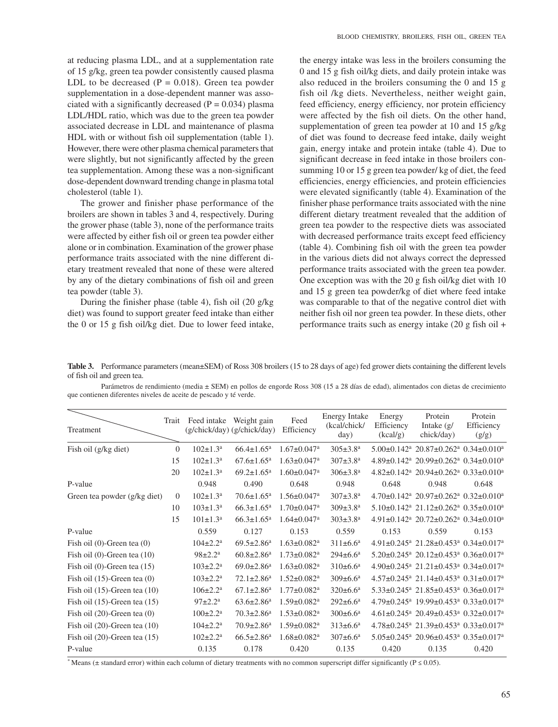at reducing plasma LDL, and at a supplementation rate of 15 g/kg, green tea powder consistently caused plasma LDL to be decreased (P = 0.018). Green tea powder supplementation in a dose-dependent manner was associated with a significantly decreased (P = 0.034) plasma LDL/HDL ratio, which was due to the green tea powder associated decrease in LDL and maintenance of plasma HDL with or without fish oil supplementation (table 1). However, there were other plasma chemical parameters that were slightly, but not significantly affected by the green tea supplementation. Among these was a non-significant dose-dependent downward trending change in plasma total cholesterol (table 1).

The grower and finisher phase performance of the broilers are shown in tables 3 and 4, respectively. During the grower phase (table 3), none of the performance traits were affected by either fish oil or green tea powder either alone or in combination. Examination of the grower phase performance traits associated with the nine different dietary treatment revealed that none of these were altered by any of the dietary combinations of fish oil and green tea powder (table 3).

During the finisher phase (table 4), fish oil (20 g/kg diet) was found to support greater feed intake than either the 0 or 15 g fish oil/kg diet. Due to lower feed intake, the energy intake was less in the broilers consuming the 0 and 15 g fish oil/kg diets, and daily protein intake was also reduced in the broilers consuming the 0 and 15 g fish oil /kg diets. Nevertheless, neither weight gain, feed efficiency, energy efficiency, nor protein efficiency were affected by the fish oil diets. On the other hand, supplementation of green tea powder at 10 and 15 g/kg of diet was found to decrease feed intake, daily weight gain, energy intake and protein intake (table 4). Due to significant decrease in feed intake in those broilers consumming 10 or 15 g green tea powder/ kg of diet, the feed efficiencies, energy efficiencies, and protein efficiencies were elevated significantly (table 4). Examination of the finisher phase performance traits associated with the nine different dietary treatment revealed that the addition of green tea powder to the respective diets was associated with decreased performance traits except feed efficiency (table 4). Combining fish oil with the green tea powder in the various diets did not always correct the depressed performance traits associated with the green tea powder. One exception was with the 20 g fish oil/kg diet with 10 and 15 g green tea powder/kg of diet where feed intake was comparable to that of the negative control diet with neither fish oil nor green tea powder. In these diets, other performance traits such as energy intake (20 g fish oil +

**Table 3.** Performance parameters (mean±SEM) of Ross 308 broilers (15 to 28 days of age) fed grower diets containing the different levels of fish oil and green tea.

Parámetros de rendimiento (media ± SEM) en pollos de engorde Ross 308 (15 a 28 días de edad), alimentados con dietas de crecimiento que contienen diferentes niveles de aceite de pescado y té verde.

| Treatment | Trait | Feed intake (g/chick/day) | Weight gain (g/chick/day) | Feed Efficiency | Energy Intake (kcal/chick/day) | Energy Efficiency (kcal/g) | Protein Intake (g/chick/day) | Protein Efficiency (g/g) |
|---|---|---|---|---|---|---|---|---|
| Fish oil (g/kg diet) | 0 | 102±1.3[a] | 66.4±1.65[a] | 1.67±0.047[a] | 305±3.8[a] | 5.00±0.142[a] | 20.87±0.262[a] | 0.34±0.010[a] |
| | 15 | 102±1.3[a] | 67.6±1.65[a] | 1.63±0.047[a] | 307±3.8[a] | 4.89±0.142[a] | 20.99±0.262[a] | 0.34±0.010[a] |
| | 20 | 102±1.3[a] | 69.2±1.65[a] | 1.60±0.047[a] | 306±3.8[a] | 4.82±0.142[a] | 20.94±0.262[a] | 0.33±0.010[a] |
| P-value | | 0.948 | 0.490 | 0.648 | 0.948 | 0.648 | 0.948 | 0.648 |
| Green tea powder (g/kg diet) | 0 | 102±1.3[a] | 70.6±1.65[a] | 1.56±0.047[a] | 307±3.8[a] | 4.70±0.142[a] | 20.97±0.262[a] | 0.32±0.010[a] |
| | 10 | 103±1.3[a] | 66.3±1.65[a] | 1.70±0.047[a] | 309±3.8[a] | 5.10±0.142[a] | 21.12±0.262[a] | 0.35±0.010[a] |
| | 15 | 101±1.3[a] | 66.3±1.65[a] | 1.64±0.047[a] | 303±3.8[a] | 4.91±0.142[a] | 20.72±0.262[a] | 0.34±0.010[a] |
| P-value | | 0.559 | 0.127 | 0.153 | 0.559 | 0.153 | 0.559 | 0.153 |
| Fish oil (0)-Green tea (0) | | 104±2.2[a] | 69.5±2.86[a] | 1.63±0.082[a] | 311±6.6[a] | 4.91±0.245[a] | 21.28±0.453[a] | 0.34±0.017[a] |
| Fish oil (0)-Green tea (10) | | 98±2.2[a] | 60.8±2.86[a] | 1.73±0.082[a] | 294±6.6[a] | 5.20±0.245[a] | 20.12±0.453[a] | 0.36±0.017[a] |
| Fish oil (0)-Green tea (15) | | 103±2.2[a] | 69.0±2.86[a] | 1.63±0.082[a] | 310±6.6[a] | 4.90±0.245[a] | 21.21±0.453[a] | 0.34±0.017[a] |
| Fish oil (15)-Green tea (0) | | 103±2.2[a] | 72.1±2.86[a] | 1.52±0.082[a] | 309±6.6[a] | 4.57±0.245[a] | 21.14±0.453[a] | 0.31±0.017[a] |
| Fish oil (15)-Green tea (10) | | 106±2.2[a] | 67.1±2.86[a] | 1.77±0.082[a] | 320±6.6[a] | 5.33±0.245[a] | 21.85±0.453[a] | 0.36±0.017[a] |
| Fish oil (15)-Green tea (15) | | 97±2.2[a] | 63.6±2.86[a] | 1.59±0.082[a] | 292±6.6[a] | 4.79±0.245[a] | 19.99±0.453[a] | 0.33±0.017[a] |
| Fish oil (20)-Green tea (0) | | 100±2.2[a] | 70.3±2.86[a] | 1.53±0.082[a] | 300±6.6[a] | 4.61±0.245[a] | 20.49±0.453[a] | 0.32±0.017[a] |
| Fish oil (20)-Green tea (10) | | 104±2.2[a] | 70.9±2.86[a] | 1.59±0.082[a] | 313±6.6[a] | 4.78±0.245[a] | 21.39±0.453[a] | 0.33±0.017[a] |
| Fish oil (20)-Green tea (15) | | 102±2.2[a] | 66.5±2.86[a] | 1.68±0.082[a] | 307±6.6[a] | 5.05±0.245[a] | 20.96±0.453[a] | 0.35±0.017[a] |
| P-value | | 0.135 | 0.178 | 0.420 | 0.135 | 0.420 | 0.135 | 0.420 |

[*] Means (± standard error) within each column of dietary treatments with no common superscript differ significantly (P ≤ 0.05).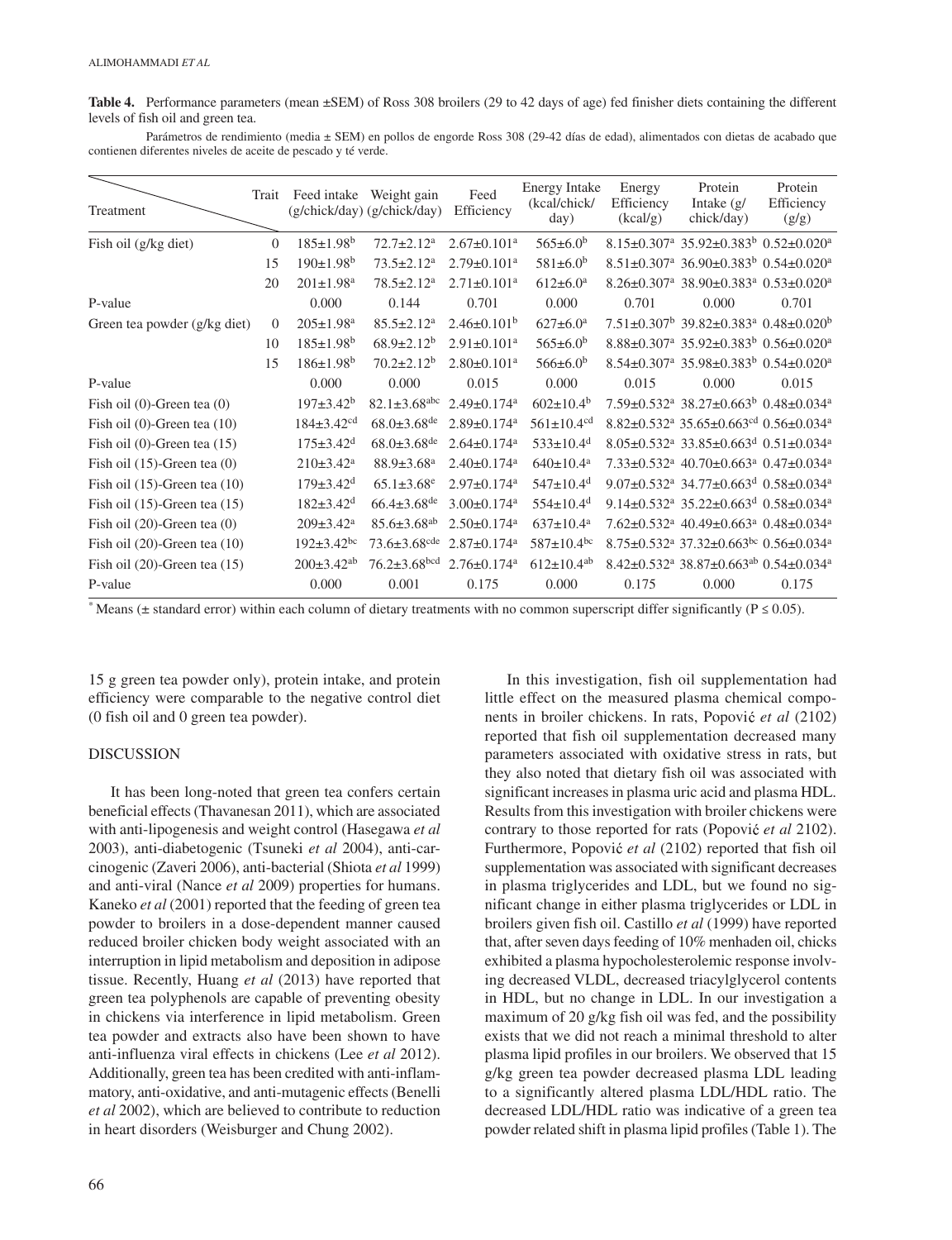**Table 4.** Performance parameters (mean ±SEM) of Ross 308 broilers (29 to 42 days of age) fed finisher diets containing the different levels of fish oil and green tea.

Parámetros de rendimiento (media ± SEM) en pollos de engorde Ross 308 (29-42 días de edad), alimentados con dietas de acabado que contienen diferentes niveles de aceite de pescado y té verde.

| Treatment | Trait | Feed intake (g/chick/day) | Weight gain (g/chick/day) | Feed Efficiency | Energy Intake (kcal/chick/day) | Energy Efficiency (kcal/g) | Protein Intake (g/chick/day) | Protein Efficiency (g/g) |
|---|---|---|---|---|---|---|---|---|
| Fish oil (g/kg diet) | 0 | 185±1.98[b] | 72.7±2.12[a] | 2.67±0.101[a] | 565±6.0[b] | 8.15±0.307[a] | 35.92±0.383[b] | 0.52±0.020[a] |
| | 15 | 190±1.98[b] | 73.5±2.12[a] | 2.79±0.101[a] | 581±6.0[b] | 8.51±0.307[a] | 36.90±0.383[b] | 0.54±0.020[a] |
| | 20 | 201±1.98[a] | 78.5±2.12[a] | 2.71±0.101[a] | 612±6.0[a] | 8.26±0.307[a] | 38.90±0.383[a] | 0.53±0.020[a] |
| P-value | | 0.000 | 0.144 | 0.701 | 0.000 | 0.701 | 0.000 | 0.701 |
| Green tea powder (g/kg diet) | 0 | 205±1.98[a] | 85.5±2.12[a] | 2.46±0.101[b] | 627±6.0[a] | 7.51±0.307[b] | 39.82±0.383[a] | 0.48±0.020[b] |
| | 10 | 185±1.98[b] | 68.9±2.12[b] | 2.91±0.101[a] | 565±6.0[b] | 8.88±0.307[a] | 35.92±0.383[b] | 0.56±0.020[a] |
| | 15 | 186±1.98[b] | 70.2±2.12[b] | 2.80±0.101[a] | 566±6.0[b] | 8.54±0.307[a] | 35.98±0.383[b] | 0.54±0.020[a] |
| P-value | | 0.000 | 0.000 | 0.015 | 0.000 | 0.015 | 0.000 | 0.015 |
| Fish oil (0)-Green tea (0) | | 197±3.42[b] | 82.1±3.68[abc] | 2.49±0.174[a] | 602±10.4[b] | 7.59±0.532[a] | 38.27±0.663[b] | 0.48±0.034[a] |
| Fish oil (0)-Green tea (10) | | 184±3.42[cd] | 68.0±3.68[de] | 2.89±0.174[a] | 561±10.4[cd] | 8.82±0.532[a] | 35.65±0.663[cd] | 0.56±0.034[a] |
| Fish oil (0)-Green tea (15) | | 175±3.42[d] | 68.0±3.68[de] | 2.64±0.174[a] | 533±10.4[d] | 8.05±0.532[a] | 33.85±0.663[d] | 0.51±0.034[a] |
| Fish oil (15)-Green tea (0) | | 210±3.42[a] | 88.9±3.68[a] | 2.40±0.174[a] | 640±10.4[a] | 7.33±0.532[a] | 40.70±0.663[a] | 0.47±0.034[a] |
| Fish oil (15)-Green tea (10) | | 179±3.42[d] | 65.1±3.68[e] | 2.97±0.174[a] | 547±10.4[d] | 9.07±0.532[a] | 34.77±0.663[d] | 0.58±0.034[a] |
| Fish oil (15)-Green tea (15) | | 182±3.42[d] | 66.4±3.68[de] | 3.00±0.174[a] | 554±10.4[d] | 9.14±0.532[a] | 35.22±0.663[d] | 0.58±0.034[a] |
| Fish oil (20)-Green tea (0) | | 209±3.42[a] | 85.6±3.68[ab] | 2.50±0.174[a] | 637±10.4[a] | 7.62±0.532[a] | 40.49±0.663[a] | 0.48±0.034[a] |
| Fish oil (20)-Green tea (10) | | 192±3.42[bc] | 73.6±3.68[cde] | 2.87±0.174[a] | 587±10.4[bc] | 8.75±0.532[a] | 37.32±0.663[bc] | 0.56±0.034[a] |
| Fish oil (20)-Green tea (15) | | 200±3.42[ab] | 76.2±3.68[bcd] | 2.76±0.174[a] | 612±10.4[ab] | 8.42±0.532[a] | 38.87±0.663[ab] | 0.54±0.034[a] |
| P-value | | 0.000 | 0.001 | 0.175 | 0.000 | 0.175 | 0.000 | 0.175 |

[*] Means (± standard error) within each column of dietary treatments with no common superscript differ significantly ($P \leq 0.05$).

15 g green tea powder only), protein intake, and protein efficiency were comparable to the negative control diet (0 fish oil and 0 green tea powder).

## DISCUSSION

It has been long-noted that green tea confers certain beneficial effects (Thavanesan 2011), which are associated with anti-lipogenesis and weight control (Hasegawa *et al* 2003), anti-diabetogenic (Tsuneki *et al* 2004), anti-carcinogenic (Zaveri 2006), anti-bacterial (Shiota *et al* 1999) and anti-viral (Nance *et al* 2009) properties for humans. Kaneko *et al* (2001) reported that the feeding of green tea powder to broilers in a dose-dependent manner caused reduced broiler chicken body weight associated with an interruption in lipid metabolism and deposition in adipose tissue. Recently, Huang *et al* (2013) have reported that green tea polyphenols are capable of preventing obesity in chickens via interference in lipid metabolism. Green tea powder and extracts also have been shown to have anti-influenza viral effects in chickens (Lee *et al* 2012). Additionally, green tea has been credited with anti-inflammatory, anti-oxidative, and anti-mutagenic effects (Benelli *et al* 2002), which are believed to contribute to reduction in heart disorders (Weisburger and Chung 2002).

In this investigation, fish oil supplementation had little effect on the measured plasma chemical components in broiler chickens. In rats, Popović *et al* (2102) reported that fish oil supplementation decreased many parameters associated with oxidative stress in rats, but they also noted that dietary fish oil was associated with significant increases in plasma uric acid and plasma HDL. Results from this investigation with broiler chickens were contrary to those reported for rats (Popović *et al* 2102). Furthermore, Popović *et al* (2102) reported that fish oil supplementation was associated with significant decreases in plasma triglycerides and LDL, but we found no significant change in either plasma triglycerides or LDL in broilers given fish oil. Castillo *et al* (1999) have reported that, after seven days feeding of 10% menhaden oil, chicks exhibited a plasma hypocholesterolemic response involving decreased VLDL, decreased triacylglycerol contents in HDL, but no change in LDL. In our investigation a maximum of 20 g/kg fish oil was fed, and the possibility exists that we did not reach a minimal threshold to alter plasma lipid profiles in our broilers. We observed that 15 g/kg green tea powder decreased plasma LDL leading to a significantly altered plasma LDL/HDL ratio. The decreased LDL/HDL ratio was indicative of a green tea powder related shift in plasma lipid profiles (Table 1). The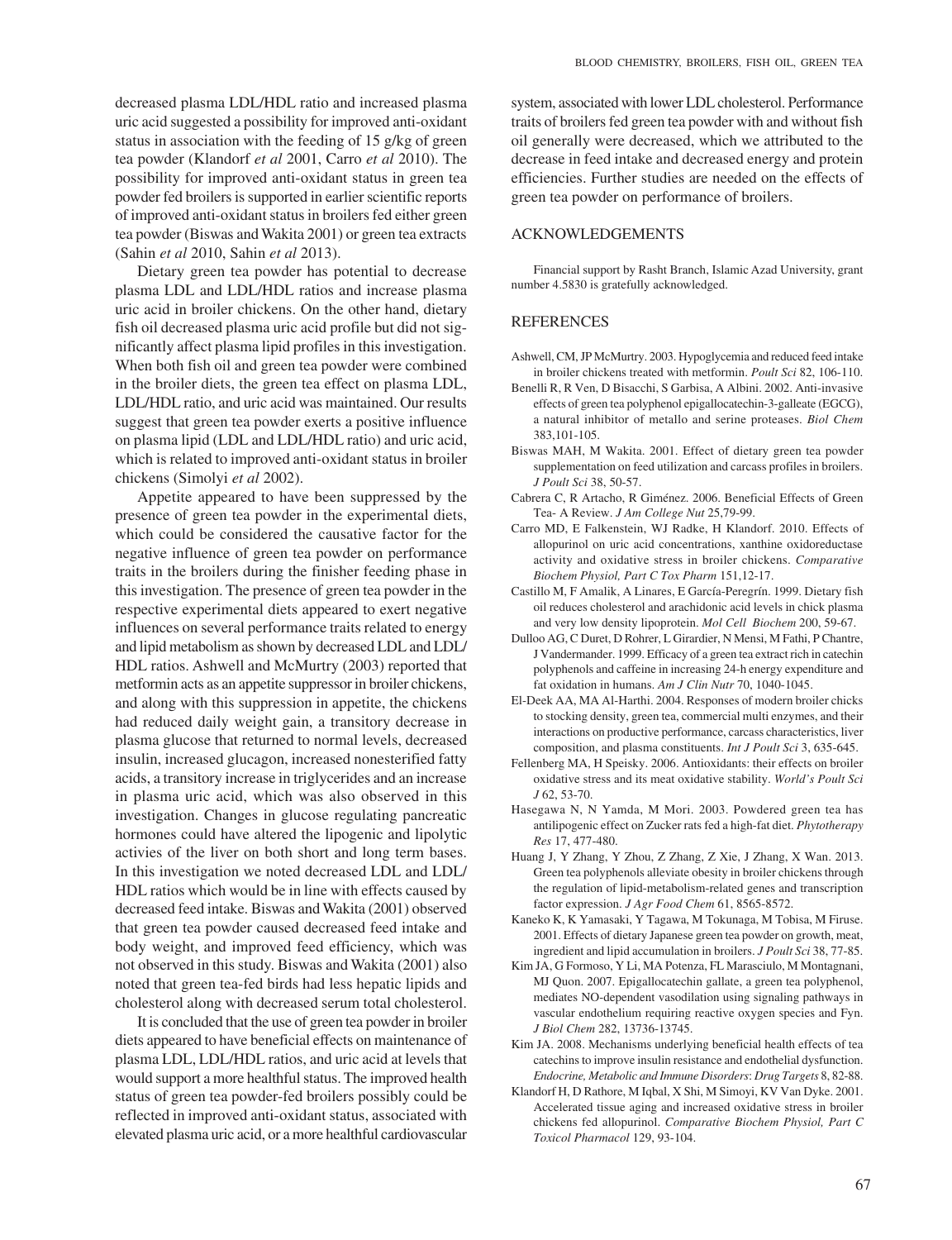decreased plasma LDL/HDL ratio and increased plasma uric acid suggested a possibility for improved anti-oxidant status in association with the feeding of 15 g/kg of green tea powder (Klandorf *et al* 2001, Carro *et al* 2010). The possibility for improved anti-oxidant status in green tea powder fed broilers is supported in earlier scientific reports of improved anti-oxidant status in broilers fed either green tea powder (Biswas and Wakita 2001) or green tea extracts (Sahin *et al* 2010, Sahin *et al* 2013).

Dietary green tea powder has potential to decrease plasma LDL and LDL/HDL ratios and increase plasma uric acid in broiler chickens. On the other hand, dietary fish oil decreased plasma uric acid profile but did not significantly affect plasma lipid profiles in this investigation. When both fish oil and green tea powder were combined in the broiler diets, the green tea effect on plasma LDL, LDL/HDL ratio, and uric acid was maintained. Our results suggest that green tea powder exerts a positive influence on plasma lipid (LDL and LDL/HDL ratio) and uric acid, which is related to improved anti-oxidant status in broiler chickens (Simolyi *et al* 2002).

Appetite appeared to have been suppressed by the presence of green tea powder in the experimental diets, which could be considered the causative factor for the negative influence of green tea powder on performance traits in the broilers during the finisher feeding phase in this investigation. The presence of green tea powder in the respective experimental diets appeared to exert negative influences on several performance traits related to energy and lipid metabolism as shown by decreased LDL and LDL/HDL ratios. Ashwell and McMurtry (2003) reported that metformin acts as an appetite suppressor in broiler chickens, and along with this suppression in appetite, the chickens had reduced daily weight gain, a transitory decrease in plasma glucose that returned to normal levels, decreased insulin, increased glucagon, increased nonesterified fatty acids, a transitory increase in triglycerides and an increase in plasma uric acid, which was also observed in this investigation. Changes in glucose regulating pancreatic hormones could have altered the lipogenic and lipolytic activies of the liver on both short and long term bases. In this investigation we noted decreased LDL and LDL/HDL ratios which would be in line with effects caused by decreased feed intake. Biswas and Wakita (2001) observed that green tea powder caused decreased feed intake and body weight, and improved feed efficiency, which was not observed in this study. Biswas and Wakita (2001) also noted that green tea-fed birds had less hepatic lipids and cholesterol along with decreased serum total cholesterol.

It is concluded that the use of green tea powder in broiler diets appeared to have beneficial effects on maintenance of plasma LDL, LDL/HDL ratios, and uric acid at levels that would support a more healthful status. The improved health status of green tea powder-fed broilers possibly could be reflected in improved anti-oxidant status, associated with elevated plasma uric acid, or a more healthful cardiovascular system, associated with lower LDL cholesterol. Performance traits of broilers fed green tea powder with and without fish oil generally were decreased, which we attributed to the decrease in feed intake and decreased energy and protein efficiencies. Further studies are needed on the effects of green tea powder on performance of broilers.

## ACKNOWLEDGEMENTS

Financial support by Rasht Branch, Islamic Azad University, grant number 4.5830 is gratefully acknowledged.

## REFERENCES

Ashwell, CM, JP McMurtry. 2003. Hypoglycemia and reduced feed intake in broiler chickens treated with metformin. *Poult Sci* 82, 106-110.

Benelli R, R Ven, D Bisacchi, S Garbisa, A Albini. 2002. Anti-invasive effects of green tea polyphenol epigallocatechin-3-galleate (EGCG), a natural inhibitor of metallo and serine proteases. *Biol Chem* 383,101-105.

Biswas MAH, M Wakita. 2001. Effect of dietary green tea powder supplementation on feed utilization and carcass profiles in broilers. *J Poult Sci* 38, 50-57.

Cabrera C, R Artacho, R Giménez. 2006. Beneficial Effects of Green Tea- A Review. *J Am College Nut* 25,79-99.

Carro MD, E Falkenstein, WJ Radke, H Klandorf. 2010. Effects of allopurinol on uric acid concentrations, xanthine oxidoreductase activity and oxidative stress in broiler chickens. *Comparative Biochem Physiol, Part C Tox Pharm* 151,12-17.

Castillo M, F Amalik, A Linares, E García-Peregrín. 1999. Dietary fish oil reduces cholesterol and arachidonic acid levels in chick plasma and very low density lipoprotein. *Mol Cell Biochem* 200, 59-67.

Dulloo AG, C Duret, D Rohrer, L Girardier, N Mensi, M Fathi, P Chantre, J Vandermander. 1999. Efficacy of a green tea extract rich in catechin polyphenols and caffeine in increasing 24-h energy expenditure and fat oxidation in humans. *Am J Clin Nutr* 70, 1040-1045.

El-Deek AA, MA Al-Harthi. 2004. Responses of modern broiler chicks to stocking density, green tea, commercial multi enzymes, and their interactions on productive performance, carcass characteristics, liver composition, and plasma constituents. *Int J Poult Sci* 3, 635-645.

Fellenberg MA, H Speisky. 2006. Antioxidants: their effects on broiler oxidative stress and its meat oxidative stability. *World's Poult Sci J* 62, 53-70.

Hasegawa N, N Yamda, M Mori. 2003. Powdered green tea has antilipogenic effect on Zucker rats fed a high-fat diet. *Phytotherapy Res* 17, 477-480.

Huang J, Y Zhang, Y Zhou, Z Zhang, Z Xie, J Zhang, X Wan. 2013. Green tea polyphenols alleviate obesity in broiler chickens through the regulation of lipid-metabolism-related genes and transcription factor expression. *J Agr Food Chem* 61, 8565-8572.

Kaneko K, K Yamasaki, Y Tagawa, M Tokunaga, M Tobisa, M Firuse. 2001. Effects of dietary Japanese green tea powder on growth, meat, ingredient and lipid accumulation in broilers. *J Poult Sci* 38, 77-85.

Kim JA, G Formoso, Y Li, MA Potenza, FL Marasciulo, M Montagnani, MJ Quon. 2007. Epigallocatechin gallate, a green tea polyphenol, mediates NO-dependent vasodilation using signaling pathways in vascular endothelium requiring reactive oxygen species and Fyn. *J Biol Chem* 282, 13736-13745.

Kim JA. 2008. Mechanisms underlying beneficial health effects of tea catechins to improve insulin resistance and endothelial dysfunction. *Endocrine, Metabolic and Immune Disorders*: *Drug Targets* 8, 82-88.

Klandorf H, D Rathore, M Iqbal, X Shi, M Simoyi, KV Van Dyke. 2001. Accelerated tissue aging and increased oxidative stress in broiler chickens fed allopurinol. *Comparative Biochem Physiol, Part C Toxicol Pharmacol* 129, 93-104.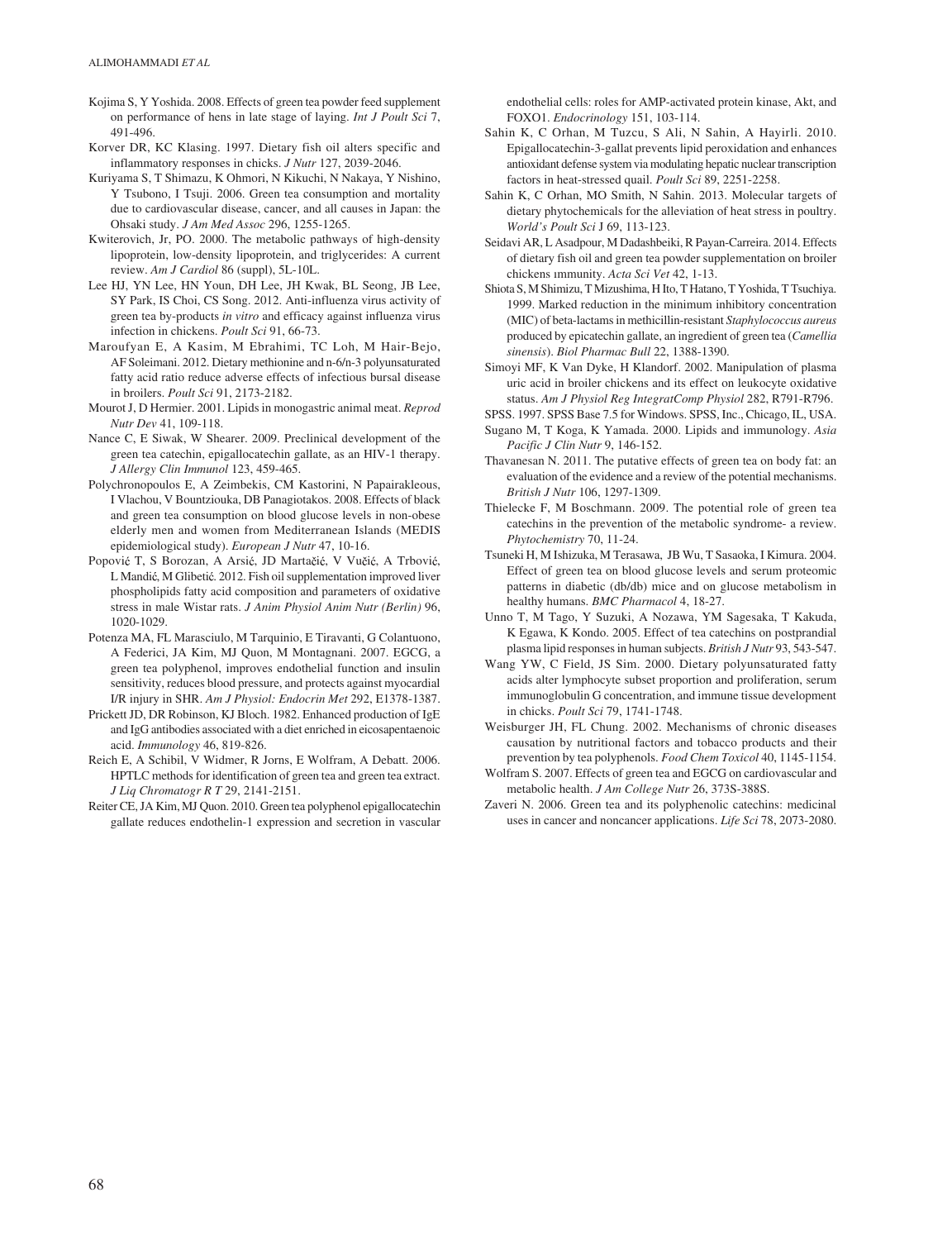Kojima S, Y Yoshida. 2008. Effects of green tea powder feed supplement on performance of hens in late stage of laying. *Int J Poult Sci* 7, 491-496.

Korver DR, KC Klasing. 1997. Dietary fish oil alters specific and inflammatory responses in chicks. *J Nutr* 127, 2039-2046.

Kuriyama S, T Shimazu, K Ohmori, N Kikuchi, N Nakaya, Y Nishino, Y Tsubono, I Tsuji. 2006. Green tea consumption and mortality due to cardiovascular disease, cancer, and all causes in Japan: the Ohsaki study. *J Am Med Assoc* 296, 1255-1265.

Kwiterovich, Jr, PO. 2000. The metabolic pathways of high-density lipoprotein, low-density lipoprotein, and triglycerides: A current review. *Am J Cardiol* 86 (suppl), 5L-10L.

Lee HJ, YN Lee, HN Youn, DH Lee, JH Kwak, BL Seong, JB Lee, SY Park, IS Choi, CS Song. 2012. Anti-influenza virus activity of green tea by-products *in vitro* and efficacy against influenza virus infection in chickens. *Poult Sci* 91, 66-73.

Maroufyan E, A Kasim, M Ebrahimi, TC Loh, M Hair-Bejo, AF Soleimani. 2012. Dietary methionine and n-6/n-3 polyunsaturated fatty acid ratio reduce adverse effects of infectious bursal disease in broilers. *Poult Sci* 91, 2173-2182.

Mourot J, D Hermier. 2001. Lipids in monogastric animal meat. *Reprod Nutr Dev* 41, 109-118.

Nance C, E Siwak, W Shearer. 2009. Preclinical development of the green tea catechin, epigallocatechin gallate, as an HIV-1 therapy. *J Allergy Clin Immunol* 123, 459-465.

Polychronopoulos E, A Zeimbekis, CM Kastorini, N Papairakleous, I Vlachou, V Bountziouka, DB Panagiotakos. 2008. Effects of black and green tea consumption on blood glucose levels in non-obese elderly men and women from Mediterranean Islands (MEDIS epidemiological study). *European J Nutr* 47, 10-16.

Popović T, S Borozan, A Arsić, JD Martačić, V Vučić, A Trbović, L Mandić, M Glibetić. 2012. Fish oil supplementation improved liver phospholipids fatty acid composition and parameters of oxidative stress in male Wistar rats. *J Anim Physiol Anim Nutr (Berlin)* 96, 1020-1029.

Potenza MA, FL Marasciulo, M Tarquinio, E Tiravanti, G Colantuono, A Federici, JA Kim, MJ Quon, M Montagnani. 2007. EGCG, a green tea polyphenol, improves endothelial function and insulin sensitivity, reduces blood pressure, and protects against myocardial I/R injury in SHR. *Am J Physiol: Endocrin Met* 292, E1378-1387.

Prickett JD, DR Robinson, KJ Bloch. 1982. Enhanced production of IgE and IgG antibodies associated with a diet enriched in eicosapentaenoic acid. *Immunology* 46, 819-826.

Reich E, A Schibil, V Widmer, R Jorns, E Wolfram, A Debatt. 2006. HPTLC methods for identification of green tea and green tea extract. *J Liq Chromatogr R T* 29, 2141-2151.

Reiter CE, JA Kim, MJ Quon. 2010. Green tea polyphenol epigallocatechin gallate reduces endothelin-1 expression and secretion in vascular endothelial cells: roles for AMP-activated protein kinase, Akt, and FOXO1. *Endocrinology* 151, 103-114.

Sahin K, C Orhan, M Tuzcu, S Ali, N Sahin, A Hayirli. 2010. Epigallocatechin-3-gallat prevents lipid peroxidation and enhances antioxidant defense system via modulating hepatic nuclear transcription factors in heat-stressed quail. *Poult Sci* 89, 2251-2258.

Sahin K, C Orhan, MO Smith, N Sahin. 2013. Molecular targets of dietary phytochemicals for the alleviation of heat stress in poultry. *World's Poult Sci* J 69, 113-123.

Seidavi AR, L Asadpour, M Dadashbeiki, R Payan-Carreira. 2014. Effects of dietary fish oil and green tea powder supplementation on broiler chickens immunity. *Acta Sci Vet* 42, 1-13.

Shiota S, M Shimizu, T Mizushima, H Ito, T Hatano, T Yoshida, T Tsuchiya. 1999. Marked reduction in the minimum inhibitory concentration (MIC) of beta-lactams in methicillin-resistant *Staphylococcus aureus* produced by epicatechin gallate, an ingredient of green tea (*Camellia sinensis*). *Biol Pharmac Bull* 22, 1388-1390.

Simoyi MF, K Van Dyke, H Klandorf. 2002. Manipulation of plasma uric acid in broiler chickens and its effect on leukocyte oxidative status. *Am J Physiol Reg IntegratComp Physiol* 282, R791-R796.

SPSS. 1997. SPSS Base 7.5 for Windows. SPSS, Inc., Chicago, IL, USA.

Sugano M, T Koga, K Yamada. 2000. Lipids and immunology. *Asia Pacific J Clin Nutr* 9, 146-152.

Thavanesan N. 2011. The putative effects of green tea on body fat: an evaluation of the evidence and a review of the potential mechanisms. *British J Nutr* 106, 1297-1309.

Thielecke F, M Boschmann. 2009. The potential role of green tea catechins in the prevention of the metabolic syndrome- a review. *Phytochemistry* 70, 11-24.

Tsuneki H, M Ishizuka, M Terasawa, JB Wu, T Sasaoka, I Kimura. 2004. Effect of green tea on blood glucose levels and serum proteomic patterns in diabetic (db/db) mice and on glucose metabolism in healthy humans. *BMC Pharmacol* 4, 18-27.

Unno T, M Tago, Y Suzuki, A Nozawa, YM Sagesaka, T Kakuda, K Egawa, K Kondo. 2005. Effect of tea catechins on postprandial plasma lipid responses in human subjects. *British J Nutr* 93, 543-547.

Wang YW, C Field, JS Sim. 2000. Dietary polyunsaturated fatty acids alter lymphocyte subset proportion and proliferation, serum immunoglobulin G concentration, and immune tissue development in chicks. *Poult Sci* 79, 1741-1748.

Weisburger JH, FL Chung. 2002. Mechanisms of chronic diseases causation by nutritional factors and tobacco products and their prevention by tea polyphenols. *Food Chem Toxicol* 40, 1145-1154.

Wolfram S. 2007. Effects of green tea and EGCG on cardiovascular and metabolic health. *J Am College Nutr* 26, 373S-388S.

Zaveri N. 2006. Green tea and its polyphenolic catechins: medicinal uses in cancer and noncancer applications. *Life Sci* 78, 2073-2080.